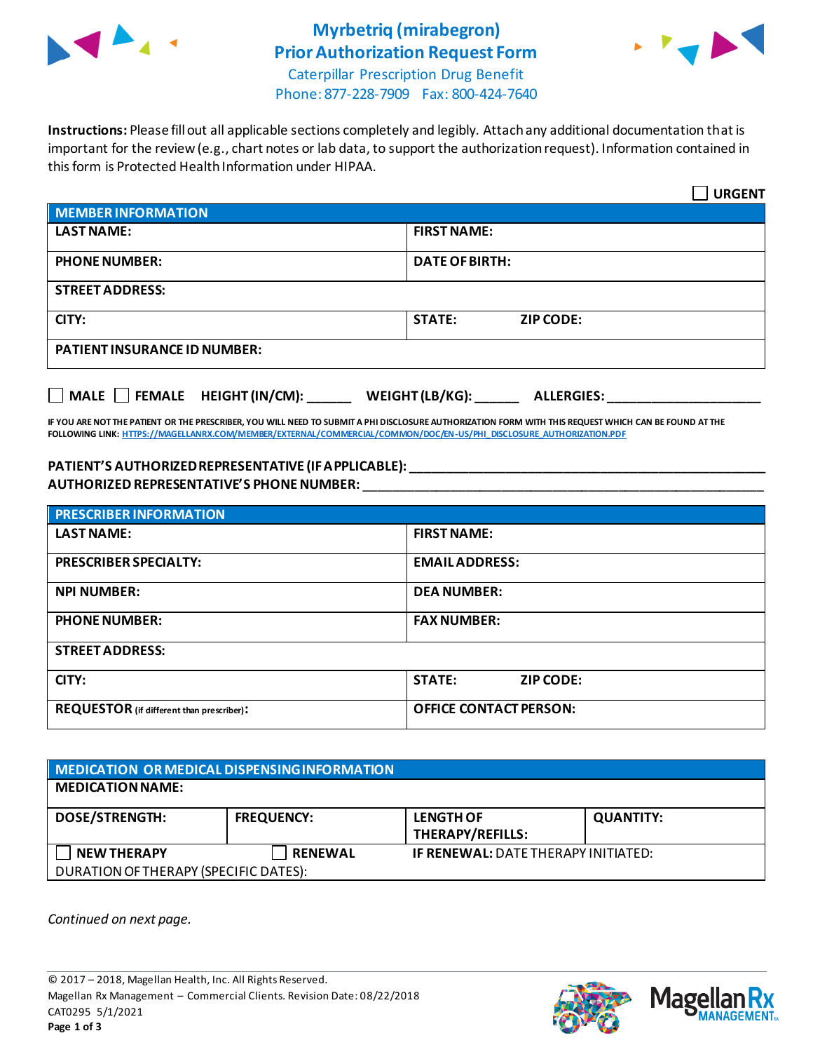# Myrbetriq (mirabegron) Prior Authorization Request Form

Caterpillar Prescription Drug Benefit

Phone: 877-228-7909 Fax: 800-424-7640

**Instructions:** Please fill out all applicable sections completely and legibly. Attach any additional documentation that is important for the review (e.g., chart notes or lab data, to support the authorization request). Information contained in this form is Protected Health Information under HIPAA.

☐ **URGENT**

| **MEMBER INFORMATION** | | |
|---|---|---|
| **LAST NAME:** | **FIRST NAME:** | |
| **PHONE NUMBER:** | **DATE OF BIRTH:** | |
| **STREET ADDRESS:** | | |
| **CITY:** | **STATE:** | **ZIP CODE:** |
| **PATIENT INSURANCE ID NUMBER:** | | |

☐ **MALE** ☐ **FEMALE** **HEIGHT (IN/CM):** ______ **WEIGHT (LB/KG):** ______ **ALLERGIES:** ____________________

**IF YOU ARE NOT THE PATIENT OR THE PRESCRIBER, YOU WILL NEED TO SUBMIT A PHI DISCLOSURE AUTHORIZATION FORM WITH THIS REQUEST WHICH CAN BE FOUND AT THE FOLLOWING LINK: HTTPS://MAGELLANRX.COM/MEMBER/EXTERNAL/COMMERCIAL/COMMON/DOC/EN-US/PHI_DISCLOSURE_AUTHORIZATION.PDF**

**PATIENT'S AUTHORIZED REPRESENTATIVE (IF APPLICABLE):** ____________________________________________

**AUTHORIZED REPRESENTATIVE'S PHONE NUMBER:** ____________________________________________

| **PRESCRIBER INFORMATION** | | |
|---|---|---|
| **LAST NAME:** | **FIRST NAME:** | |
| **PRESCRIBER SPECIALTY:** | **EMAIL ADDRESS:** | |
| **NPI NUMBER:** | **DEA NUMBER:** | |
| **PHONE NUMBER:** | **FAX NUMBER:** | |
| **STREET ADDRESS:** | | |
| **CITY:** | **STATE:** | **ZIP CODE:** |
| **REQUESTOR** (if different than prescriber)**:** | **OFFICE CONTACT PERSON:** | |

| **MEDICATION OR MEDICAL DISPENSING INFORMATION** | | | |
|---|---|---|---|
| **MEDICATION NAME:** | | | |
| **DOSE/STRENGTH:** | **FREQUENCY:** | **LENGTH OF THERAPY/REFILLS:** | **QUANTITY:** |
| ☐ **NEW THERAPY** | ☐ **RENEWAL** | **IF RENEWAL:** DATE THERAPY INITIATED: | |
| DURATION OF THERAPY (SPECIFIC DATES): | | | |

*Continued on next page.*

© 2017 – 2018, Magellan Health, Inc. All Rights Reserved.
Magellan Rx Management – Commercial Clients. Revision Date: 08/22/2018
CAT0295 5/1/2021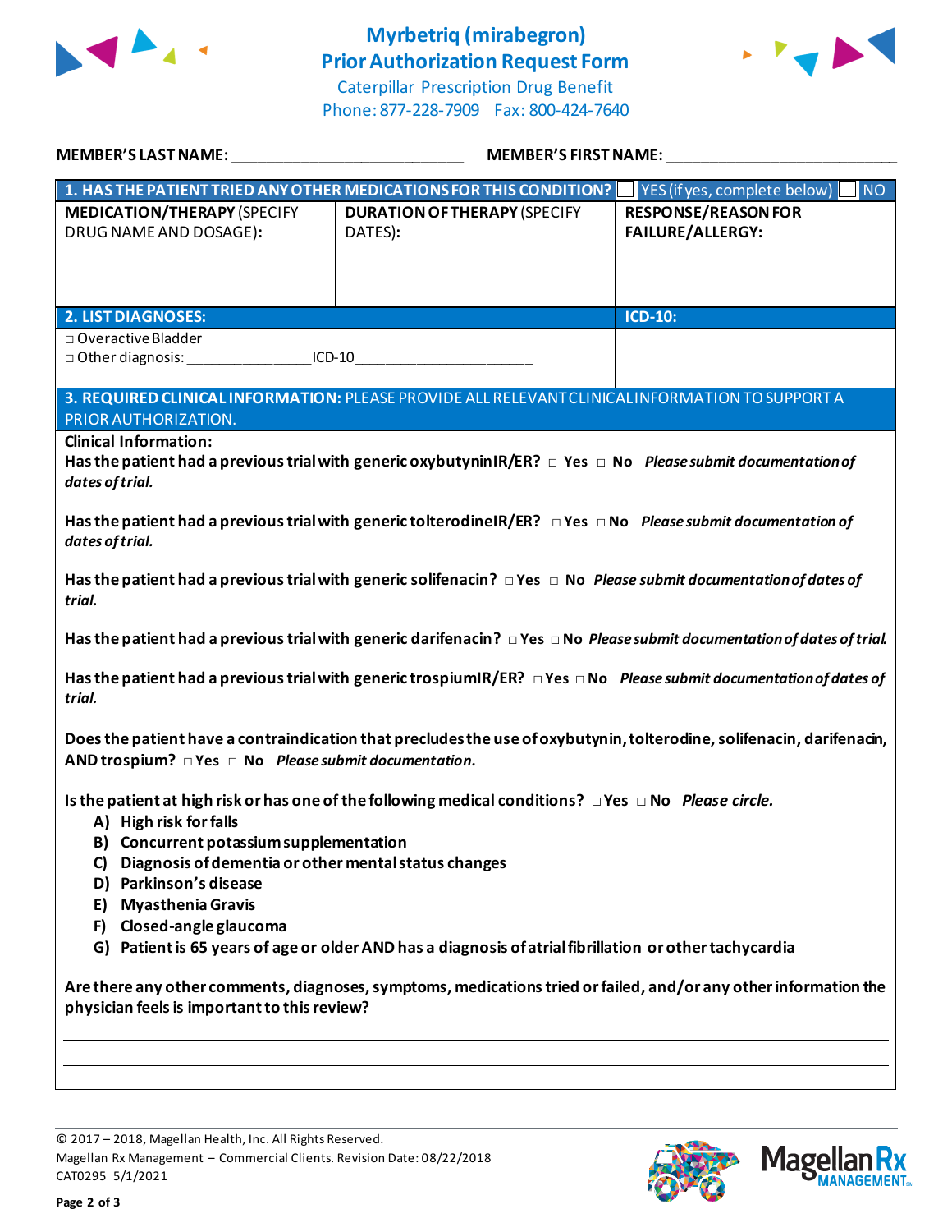# Myrbetriq (mirabegron)
# Prior Authorization Request Form

Caterpillar Prescription Drug Benefit
Phone: 877-228-7909 Fax: 800-424-7640

**MEMBER'S LAST NAME:** ___________________________ **MEMBER'S FIRST NAME:** ___________________________

| 1. HAS THE PATIENT TRIED ANY OTHER MEDICATIONS FOR THIS CONDITION? ☐ YES (if yes, complete below) ☐ NO | | |
|---|---|---|
| **MEDICATION/THERAPY** (SPECIFY DRUG NAME AND DOSAGE): | **DURATION OF THERAPY** (SPECIFY DATES): | **RESPONSE/REASON FOR FAILURE/ALLERGY:** |
| | | |

| 2. LIST DIAGNOSES: | ICD-10: |
|---|---|
| □ Overactive Bladder<br>□ Other diagnosis: _______________ICD-10_____________________ | |

**3. REQUIRED CLINICAL INFORMATION:** PLEASE PROVIDE ALL RELEVANT CLINICAL INFORMATION TO SUPPORT A PRIOR AUTHORIZATION.

**Clinical Information:**

**Has the patient had a previous trial with generic oxybutynin IR/ER?** □ **Yes** □ **No** ***Please submit documentation of dates of trial.***

**Has the patient had a previous trial with generic tolterodine IR/ER?** □ **Yes** □ **No** ***Please submit documentation of dates of trial.***

**Has the patient had a previous trial with generic solifenacin?** □ **Yes** □ **No** ***Please submit documentation of dates of trial.***

**Has the patient had a previous trial with generic darifenacin?** □ **Yes** □ **No** ***Please submit documentation of dates of trial.***

**Has the patient had a previous trial with generic trospium IR/ER?** □ **Yes** □ **No** ***Please submit documentation of dates of trial.***

**Does the patient have a contraindication that precludes the use of oxybutynin, tolterodine, solifenacin, darifenacin, AND trospium?** □ **Yes** □ **No** ***Please submit documentation.***

**Is the patient at high risk or has one of the following medical conditions?** □ **Yes** □ **No** ***Please circle.***

- **A) High risk for falls**
- **B) Concurrent potassium supplementation**
- **C) Diagnosis of dementia or other mental status changes**
- **D) Parkinson's disease**
- **E) Myasthenia Gravis**
- **F) Closed-angle glaucoma**
- **G) Patient is 65 years of age or older AND has a diagnosis of atrial fibrillation or other tachycardia**

**Are there any other comments, diagnoses, symptoms, medications tried or failed, and/or any other information the physician feels is important to this review?**

_____________________________________________________________________________

_____________________________________________________________________________

© 2017 – 2018, Magellan Health, Inc. All Rights Reserved.
Magellan Rx Management – Commercial Clients. Revision Date: 08/22/2018
CAT0295 5/1/2021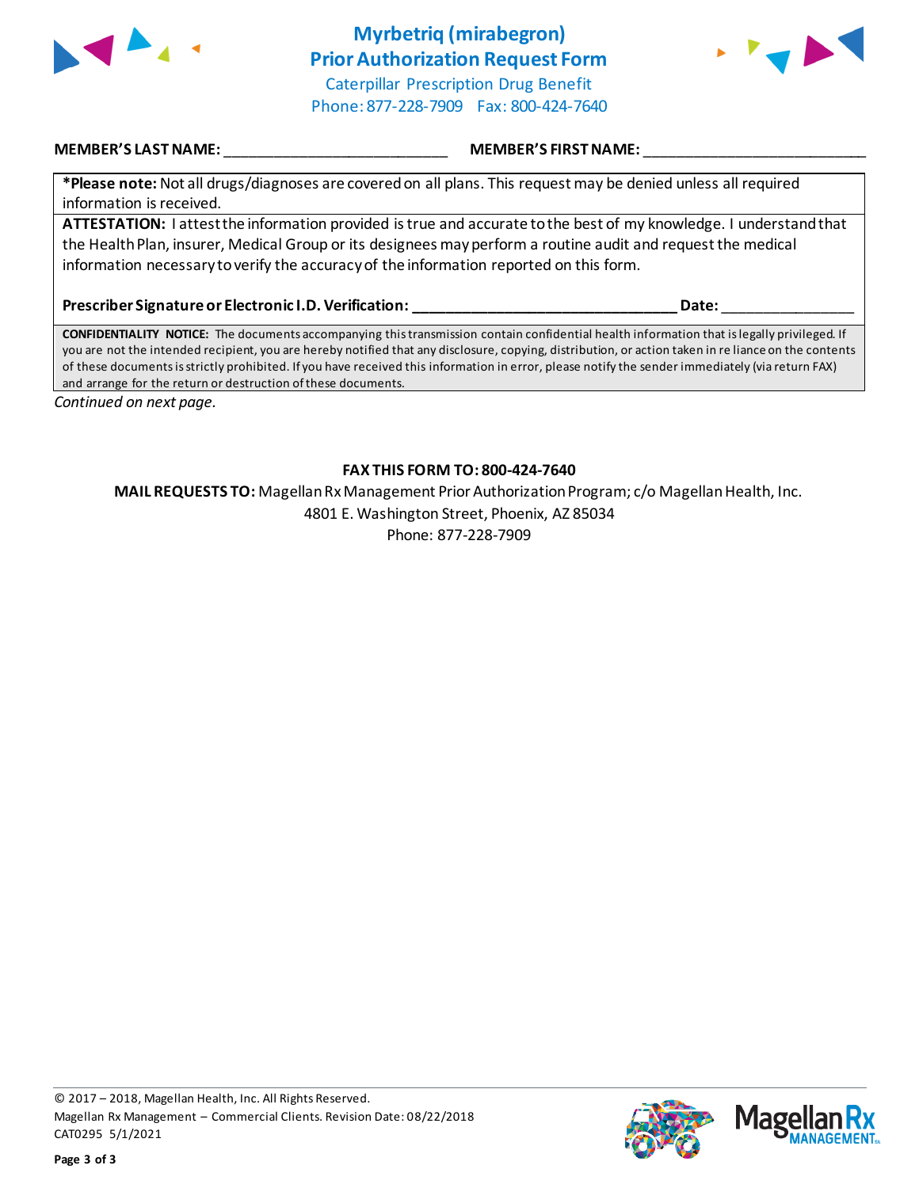# Myrbetriq (mirabegron) Prior Authorization Request Form

Caterpillar Prescription Drug Benefit
Phone: 877-228-7909 Fax: 800-424-7640

**MEMBER'S LAST NAME:** ___________________________ **MEMBER'S FIRST NAME:** ___________________________

**\*Please note:** Not all drugs/diagnoses are covered on all plans. This request may be denied unless all required information is received.

**ATTESTATION:** I attest the information provided is true and accurate to the best of my knowledge. I understand that the Health Plan, insurer, Medical Group or its designees may perform a routine audit and request the medical information necessary to verify the accuracy of the information reported on this form.

**Prescriber Signature or Electronic I.D. Verification:** ________________________________ **Date:** ________________

**CONFIDENTIALITY NOTICE:** The documents accompanying this transmission contain confidential health information that is legally privileged. If you are not the intended recipient, you are hereby notified that any disclosure, copying, distribution, or action taken in reliance on the contents of these documents is strictly prohibited. If you have received this information in error, please notify the sender immediately (via return FAX) and arrange for the return or destruction of these documents.

*Continued on next page.*

**FAX THIS FORM TO: 800-424-7640**

**MAIL REQUESTS TO:** Magellan Rx Management Prior Authorization Program; c/o Magellan Health, Inc.
4801 E. Washington Street, Phoenix, AZ 85034
Phone: 877-228-7909

© 2017 – 2018, Magellan Health, Inc. All Rights Reserved.
Magellan Rx Management – Commercial Clients. Revision Date: 08/22/2018
CAT0295 5/1/2021